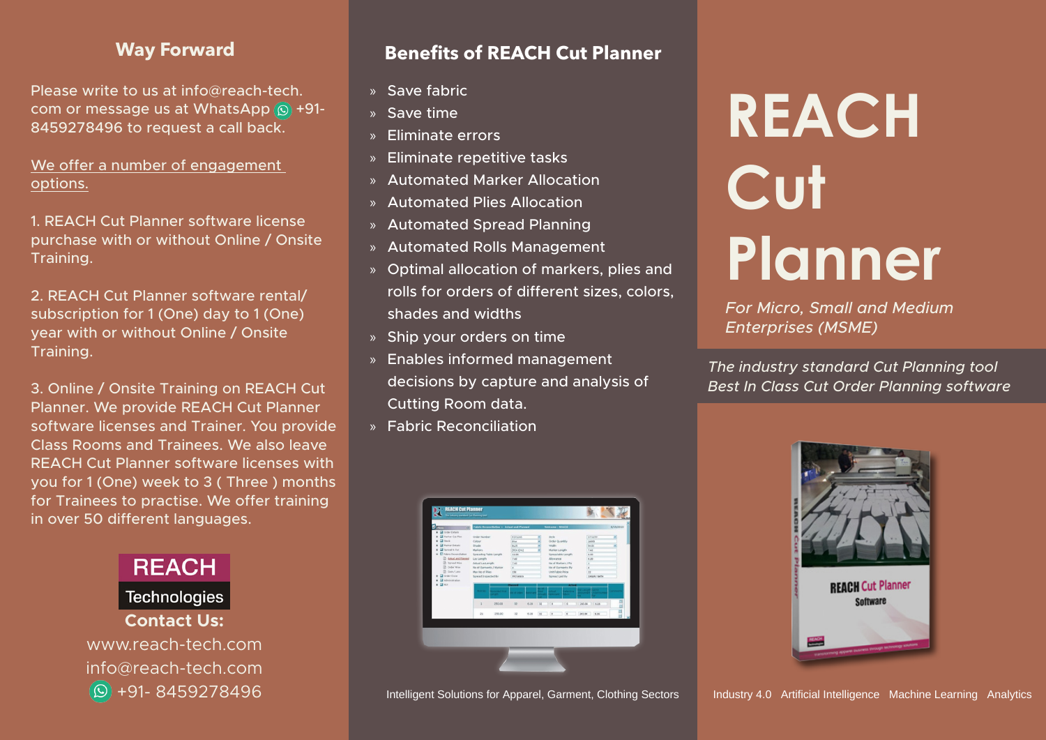## Way Forward

Please write to us at info@reach-tech.com or message us at WhatsApp +91-8459278496 to request a call back.

We offer a number of engagement options.

1. REACH Cut Planner software license purchase with or without Online / Onsite Training.

2. REACH Cut Planner software rental/ subscription for 1 (One) day to 1 (One) year with or without Online / Onsite Training.

3. Online / Onsite Training on REACH Cut Planner. We provide REACH Cut Planner software licenses and Trainer. You provide Class Rooms and Trainees. We also leave REACH Cut Planner software licenses with you for 1 (One) week to 3 ( Three ) months for Trainees to practise. We offer training in over 50 different languages.

REACH Technologies

**Contact Us:**

www.reach-tech.com
info@reach-tech.com
+91- 8459278496

## Benefits of REACH Cut Planner

- Save fabric
- Save time
- Eliminate errors
- Eliminate repetitive tasks
- Automated Marker Allocation
- Automated Plies Allocation
- Automated Spread Planning
- Automated Rolls Management
- Optimal allocation of markers, plies and rolls for orders of different sizes, colors, shades and widths
- Ship your orders on time
- Enables informed management decisions by capture and analysis of Cutting Room data.
- Fabric Reconciliation

Intelligent Solutions for Apparel, Garment, Clothing Sectors

# REACH Cut Planner

*For Micro, Small and Medium Enterprises (MSME)*

*The industry standard Cut Planning tool*
*Best In Class Cut Order Planning software*

Industry 4.0 Artificial Intelligence Machine Learning Analytics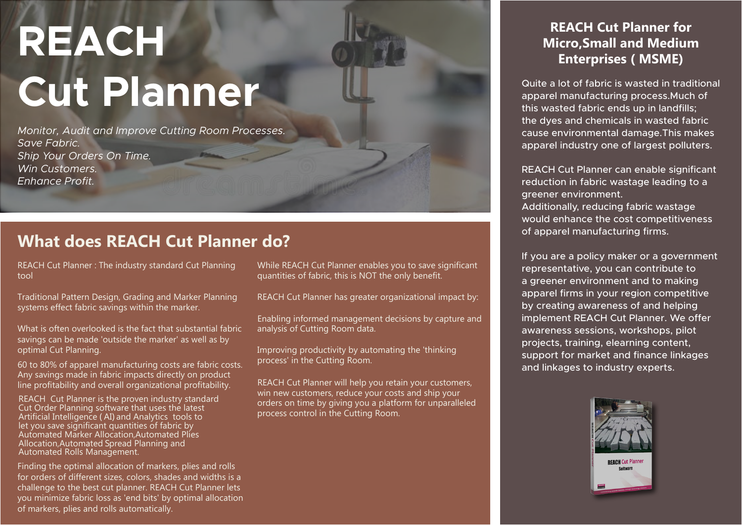# REACH Cut Planner

*Monitor, Audit and Improve Cutting Room Processes.*
*Save Fabric.*
*Ship Your Orders On Time.*
*Win Customers.*
*Enhance Profit.*

## What does REACH Cut Planner do?

REACH Cut Planner : The industry standard Cut Planning tool

Traditional Pattern Design, Grading and Marker Planning systems effect fabric savings within the marker.

What is often overlooked is the fact that substantial fabric savings can be made 'outside the marker' as well as by optimal Cut Planning.

60 to 80% of apparel manufacturing costs are fabric costs. Any savings made in fabric impacts directly on product line profitability and overall organizational profitability.

REACH Cut Planner is the proven industry standard Cut Order Planning software that uses the latest Artificial Intelligence ( AI) and Analytics tools to let you save significant quantities of fabric by Automated Marker Allocation,Automated Plies Allocation,Automated Spread Planning and Automated Rolls Management.

Finding the optimal allocation of markers, plies and rolls for orders of different sizes, colors, shades and widths is a challenge to the best cut planner. REACH Cut Planner lets you minimize fabric loss as 'end bits' by optimal allocation of markers, plies and rolls automatically.

While REACH Cut Planner enables you to save significant quantities of fabric, this is NOT the only benefit.

REACH Cut Planner has greater organizational impact by:

Enabling informed management decisions by capture and analysis of Cutting Room data.

Improving productivity by automating the 'thinking process' in the Cutting Room.

REACH Cut Planner will help you retain your customers, win new customers, reduce your costs and ship your orders on time by giving you a platform for unparalleled process control in the Cutting Room.

## REACH Cut Planner for Micro,Small and Medium Enterprises ( MSME)

Quite a lot of fabric is wasted in traditional apparel manufacturing process.Much of this wasted fabric ends up in landfills; the dyes and chemicals in wasted fabric cause environmental damage.This makes apparel industry one of largest polluters.

REACH Cut Planner can enable significant reduction in fabric wastage leading to a greener environment.
Additionally, reducing fabric wastage would enhance the cost competitiveness of apparel manufacturing firms.

If you are a policy maker or a government representative, you can contribute to a greener environment and to making apparel firms in your region competitive by creating awareness of and helping implement REACH Cut Planner. We offer awareness sessions, workshops, pilot projects, training, elearning content, support for market and finance linkages and linkages to industry experts.